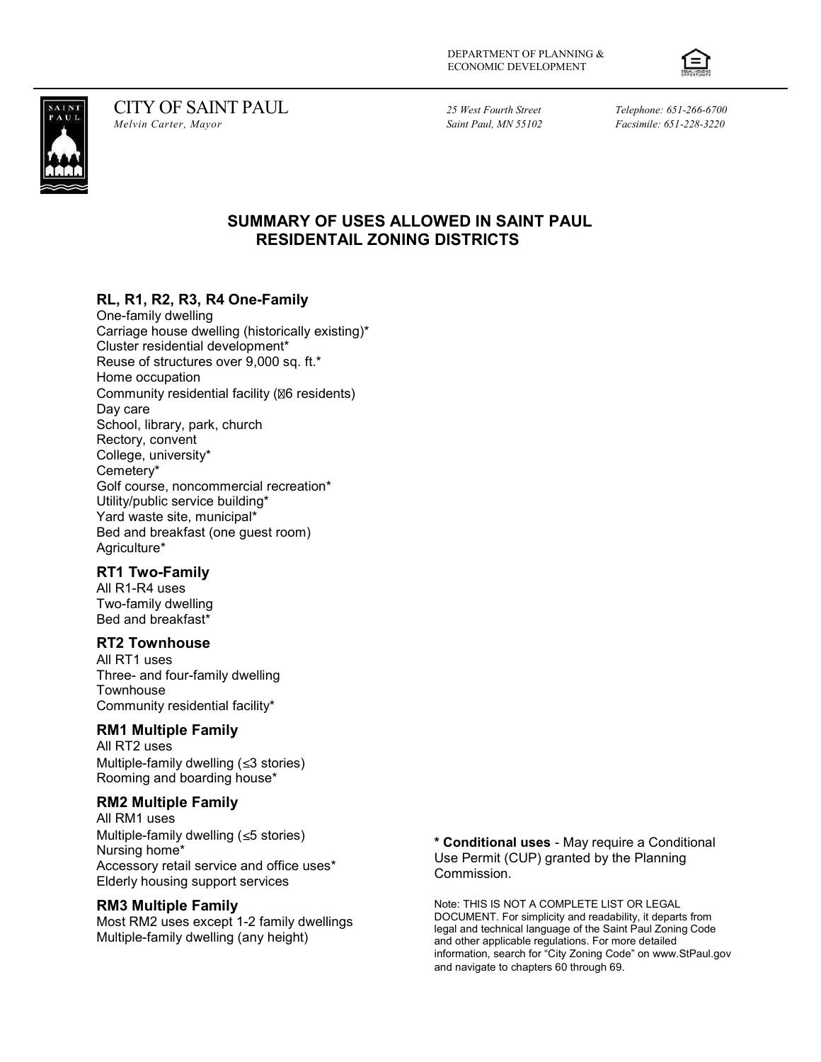DEPARTMENT OF PLANNING &
ECONOMIC DEVELOPMENT

CITY OF SAINT PAUL
*Melvin Carter, Mayor*

*25 West Fourth Street*
*Saint Paul, MN 55102*

*Telephone: 651-266-6700*
*Facsimile: 651-228-3220*

# SUMMARY OF USES ALLOWED IN SAINT PAUL RESIDENTAIL ZONING DISTRICTS

## RL, R1, R2, R3, R4 One-Family

One-family dwelling
Carriage house dwelling (historically existing)*
Cluster residential development*
Reuse of structures over 9,000 sq. ft.*
Home occupation
Community residential facility (≤6 residents)
Day care
School, library, park, church
Rectory, convent
College, university*
Cemetery*
Golf course, noncommercial recreation*
Utility/public service building*
Yard waste site, municipal*
Bed and breakfast (one guest room)
Agriculture*

## RT1 Two-Family

All R1-R4 uses
Two-family dwelling
Bed and breakfast*

## RT2 Townhouse

All RT1 uses
Three- and four-family dwelling
Townhouse
Community residential facility*

## RM1 Multiple Family

All RT2 uses
Multiple-family dwelling (≤3 stories)
Rooming and boarding house*

## RM2 Multiple Family

All RM1 uses
Multiple-family dwelling (≤5 stories)
Nursing home*
Accessory retail service and office uses*
Elderly housing support services

## RM3 Multiple Family

Most RM2 uses except 1-2 family dwellings
Multiple-family dwelling (any height)

**\* Conditional uses** - May require a Conditional Use Permit (CUP) granted by the Planning Commission.

Note: THIS IS NOT A COMPLETE LIST OR LEGAL DOCUMENT. For simplicity and readability, it departs from legal and technical language of the Saint Paul Zoning Code and other applicable regulations. For more detailed information, search for "City Zoning Code" on www.StPaul.gov and navigate to chapters 60 through 69.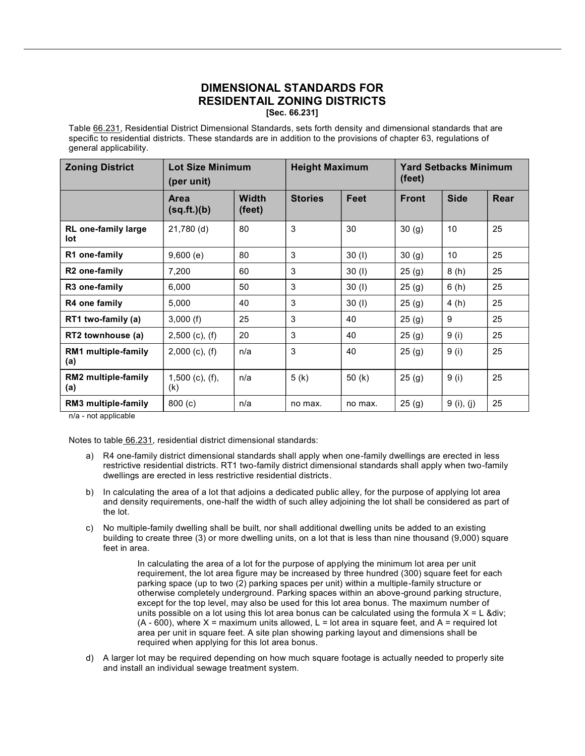# DIMENSIONAL STANDARDS FOR RESIDENTAIL ZONING DISTRICTS

**[Sec. 66.231]**

Table 66.231, Residential District Dimensional Standards, sets forth density and dimensional standards that are specific to residential districts. These standards are in addition to the provisions of chapter 63, regulations of general applicability.

| Zoning District | Lot Size Minimum (per unit) | | Height Maximum | | Yard Setbacks Minimum (feet) | | |
|---|---|---|---|---|---|---|---|
| | Area (sq.ft.)(b) | Width (feet) | Stories | Feet | Front | Side | Rear |
| **RL one-family large lot** | 21,780 (d) | 80 | 3 | 30 | 30 (g) | 10 | 25 |
| **R1 one-family** | 9,600 (e) | 80 | 3 | 30 (l) | 30 (g) | 10 | 25 |
| **R2 one-family** | 7,200 | 60 | 3 | 30 (l) | 25 (g) | 8 (h) | 25 |
| **R3 one-family** | 6,000 | 50 | 3 | 30 (l) | 25 (g) | 6 (h) | 25 |
| **R4 one family** | 5,000 | 40 | 3 | 30 (l) | 25 (g) | 4 (h) | 25 |
| **RT1 two-family (a)** | 3,000 (f) | 25 | 3 | 40 | 25 (g) | 9 | 25 |
| **RT2 townhouse (a)** | 2,500 (c), (f) | 20 | 3 | 40 | 25 (g) | 9 (i) | 25 |
| **RM1 multiple-family (a)** | 2,000 (c), (f) | n/a | 3 | 40 | 25 (g) | 9 (i) | 25 |
| **RM2 multiple-family (a)** | 1,500 (c), (f), (k) | n/a | 5 (k) | 50 (k) | 25 (g) | 9 (i) | 25 |
| **RM3 multiple-family** | 800 (c) | n/a | no max. | no max. | 25 (g) | 9 (i), (j) | 25 |

n/a - not applicable

Notes to table 66.231, residential district dimensional standards:

a) R4 one-family district dimensional standards shall apply when one-family dwellings are erected in less restrictive residential districts. RT1 two-family district dimensional standards shall apply when two-family dwellings are erected in less restrictive residential districts.

b) In calculating the area of a lot that adjoins a dedicated public alley, for the purpose of applying lot area and density requirements, one-half the width of such alley adjoining the lot shall be considered as part of the lot.

c) No multiple-family dwelling shall be built, nor shall additional dwelling units be added to an existing building to create three (3) or more dwelling units, on a lot that is less than nine thousand (9,000) square feet in area.

   In calculating the area of a lot for the purpose of applying the minimum lot area per unit requirement, the lot area figure may be increased by three hundred (300) square feet for each parking space (up to two (2) parking spaces per unit) within a multiple-family structure or otherwise completely underground. Parking spaces within an above-ground parking structure, except for the top level, may also be used for this lot area bonus. The maximum number of units possible on a lot using this lot area bonus can be calculated using the formula X = L &div; (A - 600), where X = maximum units allowed, L = lot area in square feet, and A = required lot area per unit in square feet. A site plan showing parking layout and dimensions shall be required when applying for this lot area bonus.

d) A larger lot may be required depending on how much square footage is actually needed to properly site and install an individual sewage treatment system.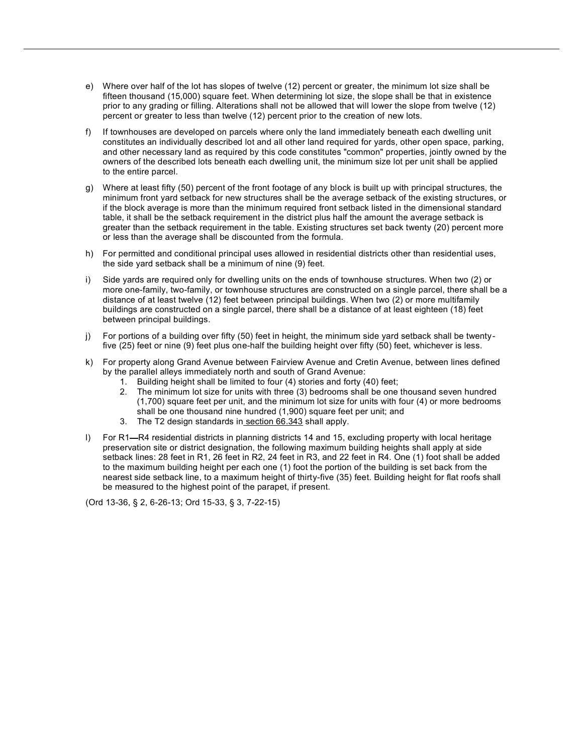e) Where over half of the lot has slopes of twelve (12) percent or greater, the minimum lot size shall be fifteen thousand (15,000) square feet. When determining lot size, the slope shall be that in existence prior to any grading or filling. Alterations shall not be allowed that will lower the slope from twelve (12) percent or greater to less than twelve (12) percent prior to the creation of new lots.

f) If townhouses are developed on parcels where only the land immediately beneath each dwelling unit constitutes an individually described lot and all other land required for yards, other open space, parking, and other necessary land as required by this code constitutes "common" properties, jointly owned by the owners of the described lots beneath each dwelling unit, the minimum size lot per unit shall be applied to the entire parcel.

g) Where at least fifty (50) percent of the front footage of any block is built up with principal structures, the minimum front yard setback for new structures shall be the average setback of the existing structures, or if the block average is more than the minimum required front setback listed in the dimensional standard table, it shall be the setback requirement in the district plus half the amount the average setback is greater than the setback requirement in the table. Existing structures set back twenty (20) percent more or less than the average shall be discounted from the formula.

h) For permitted and conditional principal uses allowed in residential districts other than residential uses, the side yard setback shall be a minimum of nine (9) feet.

i) Side yards are required only for dwelling units on the ends of townhouse structures. When two (2) or more one-family, two-family, or townhouse structures are constructed on a single parcel, there shall be a distance of at least twelve (12) feet between principal buildings. When two (2) or more multifamily buildings are constructed on a single parcel, there shall be a distance of at least eighteen (18) feet between principal buildings.

j) For portions of a building over fifty (50) feet in height, the minimum side yard setback shall be twenty-five (25) feet or nine (9) feet plus one-half the building height over fifty (50) feet, whichever is less.

k) For property along Grand Avenue between Fairview Avenue and Cretin Avenue, between lines defined by the parallel alleys immediately north and south of Grand Avenue:
   1. Building height shall be limited to four (4) stories and forty (40) feet;
   2. The minimum lot size for units with three (3) bedrooms shall be one thousand seven hundred (1,700) square feet per unit, and the minimum lot size for units with four (4) or more bedrooms shall be one thousand nine hundred (1,900) square feet per unit; and
   3. The T2 design standards in section 66.343 shall apply.

l) For R1—R4 residential districts in planning districts 14 and 15, excluding property with local heritage preservation site or district designation, the following maximum building heights shall apply at side setback lines: 28 feet in R1, 26 feet in R2, 24 feet in R3, and 22 feet in R4. One (1) foot shall be added to the maximum building height per each one (1) foot the portion of the building is set back from the nearest side setback line, to a maximum height of thirty-five (35) feet. Building height for flat roofs shall be measured to the highest point of the parapet, if present.

(Ord 13-36, § 2, 6-26-13; Ord 15-33, § 3, 7-22-15)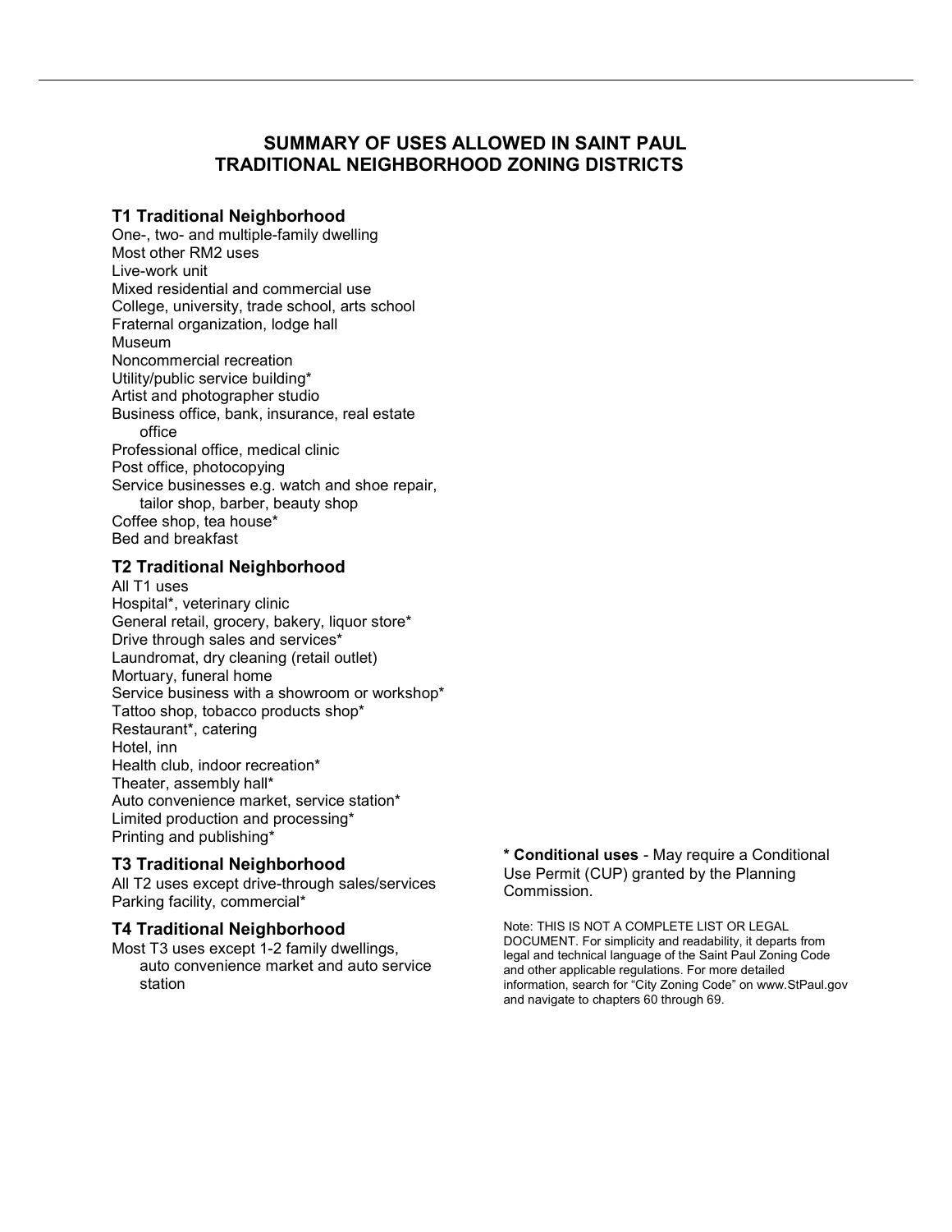# SUMMARY OF USES ALLOWED IN SAINT PAUL TRADITIONAL NEIGHBORHOOD ZONING DISTRICTS

### T1 Traditional Neighborhood

One-, two- and multiple-family dwelling
Most other RM2 uses
Live-work unit
Mixed residential and commercial use
College, university, trade school, arts school
Fraternal organization, lodge hall
Museum
Noncommercial recreation
Utility/public service building*
Artist and photographer studio
Business office, bank, insurance, real estate office
Professional office, medical clinic
Post office, photocopying
Service businesses e.g. watch and shoe repair, tailor shop, barber, beauty shop
Coffee shop, tea house*
Bed and breakfast

### T2 Traditional Neighborhood

All T1 uses
Hospital*, veterinary clinic
General retail, grocery, bakery, liquor store*
Drive through sales and services*
Laundromat, dry cleaning (retail outlet)
Mortuary, funeral home
Service business with a showroom or workshop*
Tattoo shop, tobacco products shop*
Restaurant*, catering
Hotel, inn
Health club, indoor recreation*
Theater, assembly hall*
Auto convenience market, service station*
Limited production and processing*
Printing and publishing*

### T3 Traditional Neighborhood

All T2 uses except drive-through sales/services
Parking facility, commercial*

### T4 Traditional Neighborhood

Most T3 uses except 1-2 family dwellings, auto convenience market and auto service station

**\* Conditional uses** - May require a Conditional Use Permit (CUP) granted by the Planning Commission.

Note: THIS IS NOT A COMPLETE LIST OR LEGAL DOCUMENT. For simplicity and readability, it departs from legal and technical language of the Saint Paul Zoning Code and other applicable regulations. For more detailed information, search for "City Zoning Code" on www.StPaul.gov and navigate to chapters 60 through 69.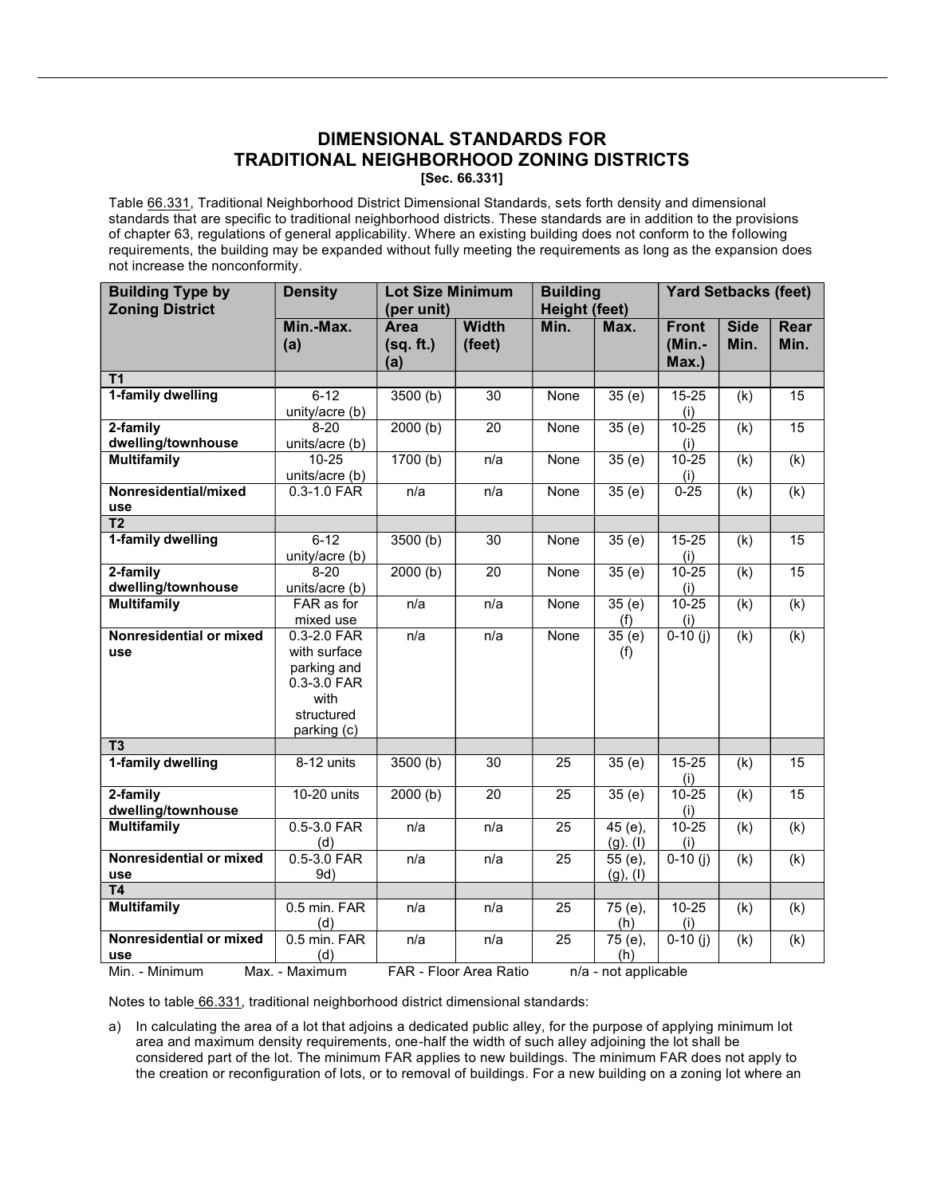# DIMENSIONAL STANDARDS FOR TRADITIONAL NEIGHBORHOOD ZONING DISTRICTS

**[Sec. 66.331]**

Table 66.331, Traditional Neighborhood District Dimensional Standards, sets forth density and dimensional standards that are specific to traditional neighborhood districts. These standards are in addition to the provisions of chapter 63, regulations of general applicability. Where an existing building does not conform to the following requirements, the building may be expanded without fully meeting the requirements as long as the expansion does not increase the nonconformity.

| Building Type by Zoning District | Density | Lot Size Minimum (per unit) | | Building Height (feet) | | Yard Setbacks (feet) | | |
|---|---|---|---|---|---|---|---|---|
| | Min.-Max. (a) | Area (sq. ft.) (a) | Width (feet) | Min. | Max. | Front (Min.-Max.) | Side Min. | Rear Min. |
| **T1** | | | | | | | | |
| **1-family dwelling** | 6-12 unity/acre (b) | 3500 (b) | 30 | None | 35 (e) | 15-25 (i) | (k) | 15 |
| **2-family dwelling/townhouse** | 8-20 units/acre (b) | 2000 (b) | 20 | None | 35 (e) | 10-25 (i) | (k) | 15 |
| **Multifamily** | 10-25 units/acre (b) | 1700 (b) | n/a | None | 35 (e) | 10-25 (i) | (k) | (k) |
| **Nonresidential/mixed use** | 0.3-1.0 FAR | n/a | n/a | None | 35 (e) | 0-25 | (k) | (k) |
| **T2** | | | | | | | | |
| **1-family dwelling** | 6-12 unity/acre (b) | 3500 (b) | 30 | None | 35 (e) | 15-25 (i) | (k) | 15 |
| **2-family dwelling/townhouse** | 8-20 units/acre (b) | 2000 (b) | 20 | None | 35 (e) | 10-25 (i) | (k) | 15 |
| **Multifamily** | FAR as for mixed use | n/a | n/a | None | 35 (e) (f) | 10-25 (i) | (k) | (k) |
| **Nonresidential or mixed use** | 0.3-2.0 FAR with surface parking and 0.3-3.0 FAR with structured parking (c) | n/a | n/a | None | 35 (e) (f) | 0-10 (j) | (k) | (k) |
| **T3** | | | | | | | | |
| **1-family dwelling** | 8-12 units | 3500 (b) | 30 | 25 | 35 (e) | 15-25 (i) | (k) | 15 |
| **2-family dwelling/townhouse** | 10-20 units | 2000 (b) | 20 | 25 | 35 (e) | 10-25 (i) | (k) | 15 |
| **Multifamily** | 0.5-3.0 FAR (d) | n/a | n/a | 25 | 45 (e), (g). (l) | 10-25 (i) | (k) | (k) |
| **Nonresidential or mixed use** | 0.5-3.0 FAR 9d) | n/a | n/a | 25 | 55 (e), (g), (l) | 0-10 (j) | (k) | (k) |
| **T4** | | | | | | | | |
| **Multifamily** | 0.5 min. FAR (d) | n/a | n/a | 25 | 75 (e), (h) | 10-25 (i) | (k) | (k) |
| **Nonresidential or mixed use** | 0.5 min. FAR (d) | n/a | n/a | 25 | 75 (e), (h) | 0-10 (j) | (k) | (k) |

Min. - Minimum  Max. - Maximum  FAR - Floor Area Ratio  n/a - not applicable

Notes to table 66.331, traditional neighborhood district dimensional standards:

a) In calculating the area of a lot that adjoins a dedicated public alley, for the purpose of applying minimum lot area and maximum density requirements, one-half the width of such alley adjoining the lot shall be considered part of the lot. The minimum FAR applies to new buildings. The minimum FAR does not apply to the creation or reconfiguration of lots, or to removal of buildings. For a new building on a zoning lot where an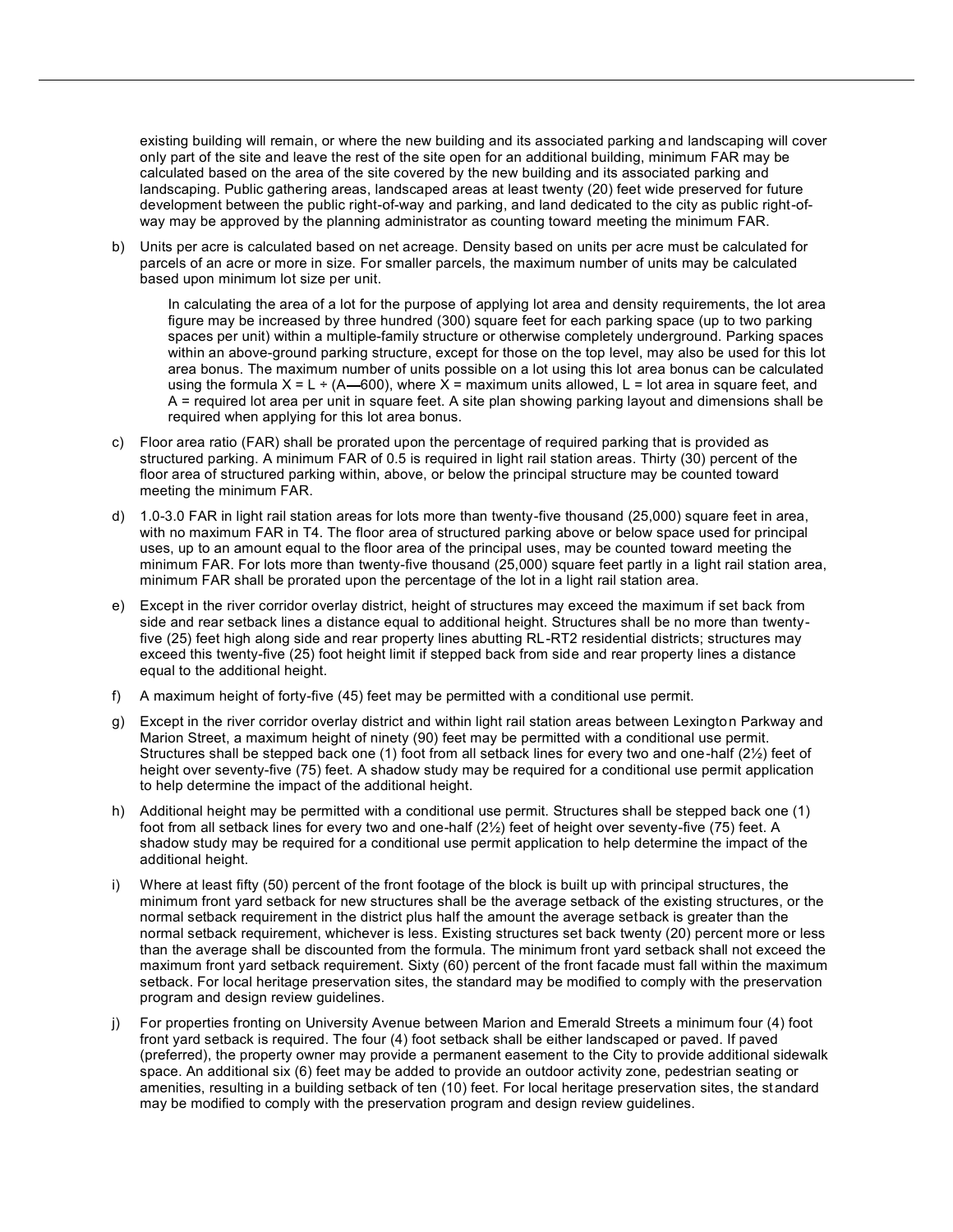existing building will remain, or where the new building and its associated parking and landscaping will cover only part of the site and leave the rest of the site open for an additional building, minimum FAR may be calculated based on the area of the site covered by the new building and its associated parking and landscaping. Public gathering areas, landscaped areas at least twenty (20) feet wide preserved for future development between the public right-of-way and parking, and land dedicated to the city as public right-of-way may be approved by the planning administrator as counting toward meeting the minimum FAR.

b) Units per acre is calculated based on net acreage. Density based on units per acre must be calculated for parcels of an acre or more in size. For smaller parcels, the maximum number of units may be calculated based upon minimum lot size per unit.

   In calculating the area of a lot for the purpose of applying lot area and density requirements, the lot area figure may be increased by three hundred (300) square feet for each parking space (up to two parking spaces per unit) within a multiple-family structure or otherwise completely underground. Parking spaces within an above-ground parking structure, except for those on the top level, may also be used for this lot area bonus. The maximum number of units possible on a lot using this lot area bonus can be calculated using the formula $X = L \div (A—600)$, where X = maximum units allowed, L = lot area in square feet, and A = required lot area per unit in square feet. A site plan showing parking layout and dimensions shall be required when applying for this lot area bonus.

c) Floor area ratio (FAR) shall be prorated upon the percentage of required parking that is provided as structured parking. A minimum FAR of 0.5 is required in light rail station areas. Thirty (30) percent of the floor area of structured parking within, above, or below the principal structure may be counted toward meeting the minimum FAR.

d) 1.0-3.0 FAR in light rail station areas for lots more than twenty-five thousand (25,000) square feet in area, with no maximum FAR in T4. The floor area of structured parking above or below space used for principal uses, up to an amount equal to the floor area of the principal uses, may be counted toward meeting the minimum FAR. For lots more than twenty-five thousand (25,000) square feet partly in a light rail station area, minimum FAR shall be prorated upon the percentage of the lot in a light rail station area.

e) Except in the river corridor overlay district, height of structures may exceed the maximum if set back from side and rear setback lines a distance equal to additional height. Structures shall be no more than twenty-five (25) feet high along side and rear property lines abutting RL-RT2 residential districts; structures may exceed this twenty-five (25) foot height limit if stepped back from side and rear property lines a distance equal to the additional height.

f) A maximum height of forty-five (45) feet may be permitted with a conditional use permit.

g) Except in the river corridor overlay district and within light rail station areas between Lexington Parkway and Marion Street, a maximum height of ninety (90) feet may be permitted with a conditional use permit. Structures shall be stepped back one (1) foot from all setback lines for every two and one-half (2½) feet of height over seventy-five (75) feet. A shadow study may be required for a conditional use permit application to help determine the impact of the additional height.

h) Additional height may be permitted with a conditional use permit. Structures shall be stepped back one (1) foot from all setback lines for every two and one-half (2½) feet of height over seventy-five (75) feet. A shadow study may be required for a conditional use permit application to help determine the impact of the additional height.

i) Where at least fifty (50) percent of the front footage of the block is built up with principal structures, the minimum front yard setback for new structures shall be the average setback of the existing structures, or the normal setback requirement in the district plus half the amount the average setback is greater than the normal setback requirement, whichever is less. Existing structures set back twenty (20) percent more or less than the average shall be discounted from the formula. The minimum front yard setback shall not exceed the maximum front yard setback requirement. Sixty (60) percent of the front facade must fall within the maximum setback. For local heritage preservation sites, the standard may be modified to comply with the preservation program and design review guidelines.

j) For properties fronting on University Avenue between Marion and Emerald Streets a minimum four (4) foot front yard setback is required. The four (4) foot setback shall be either landscaped or paved. If paved (preferred), the property owner may provide a permanent easement to the City to provide additional sidewalk space. An additional six (6) feet may be added to provide an outdoor activity zone, pedestrian seating or amenities, resulting in a building setback of ten (10) feet. For local heritage preservation sites, the standard may be modified to comply with the preservation program and design review guidelines.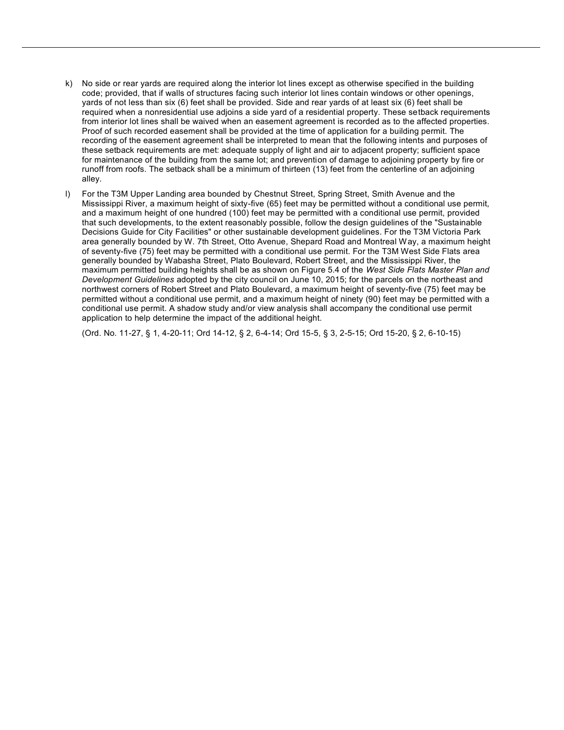k) No side or rear yards are required along the interior lot lines except as otherwise specified in the building code; provided, that if walls of structures facing such interior lot lines contain windows or other openings, yards of not less than six (6) feet shall be provided. Side and rear yards of at least six (6) feet shall be required when a nonresidential use adjoins a side yard of a residential property. These setback requirements from interior lot lines shall be waived when an easement agreement is recorded as to the affected properties. Proof of such recorded easement shall be provided at the time of application for a building permit. The recording of the easement agreement shall be interpreted to mean that the following intents and purposes of these setback requirements are met: adequate supply of light and air to adjacent property; sufficient space for maintenance of the building from the same lot; and prevention of damage to adjoining property by fire or runoff from roofs. The setback shall be a minimum of thirteen (13) feet from the centerline of an adjoining alley.

l) For the T3M Upper Landing area bounded by Chestnut Street, Spring Street, Smith Avenue and the Mississippi River, a maximum height of sixty-five (65) feet may be permitted without a conditional use permit, and a maximum height of one hundred (100) feet may be permitted with a conditional use permit, provided that such developments, to the extent reasonably possible, follow the design guidelines of the "Sustainable Decisions Guide for City Facilities" or other sustainable development guidelines. For the T3M Victoria Park area generally bounded by W. 7th Street, Otto Avenue, Shepard Road and Montreal Way, a maximum height of seventy-five (75) feet may be permitted with a conditional use permit. For the T3M West Side Flats area generally bounded by Wabasha Street, Plato Boulevard, Robert Street, and the Mississippi River, the maximum permitted building heights shall be as shown on Figure 5.4 of the *West Side Flats Master Plan and Development Guidelines* adopted by the city council on June 10, 2015; for the parcels on the northeast and northwest corners of Robert Street and Plato Boulevard, a maximum height of seventy-five (75) feet may be permitted without a conditional use permit, and a maximum height of ninety (90) feet may be permitted with a conditional use permit. A shadow study and/or view analysis shall accompany the conditional use permit application to help determine the impact of the additional height.

(Ord. No. 11-27, § 1, 4-20-11; Ord 14-12, § 2, 6-4-14; Ord 15-5, § 3, 2-5-15; Ord 15-20, § 2, 6-10-15)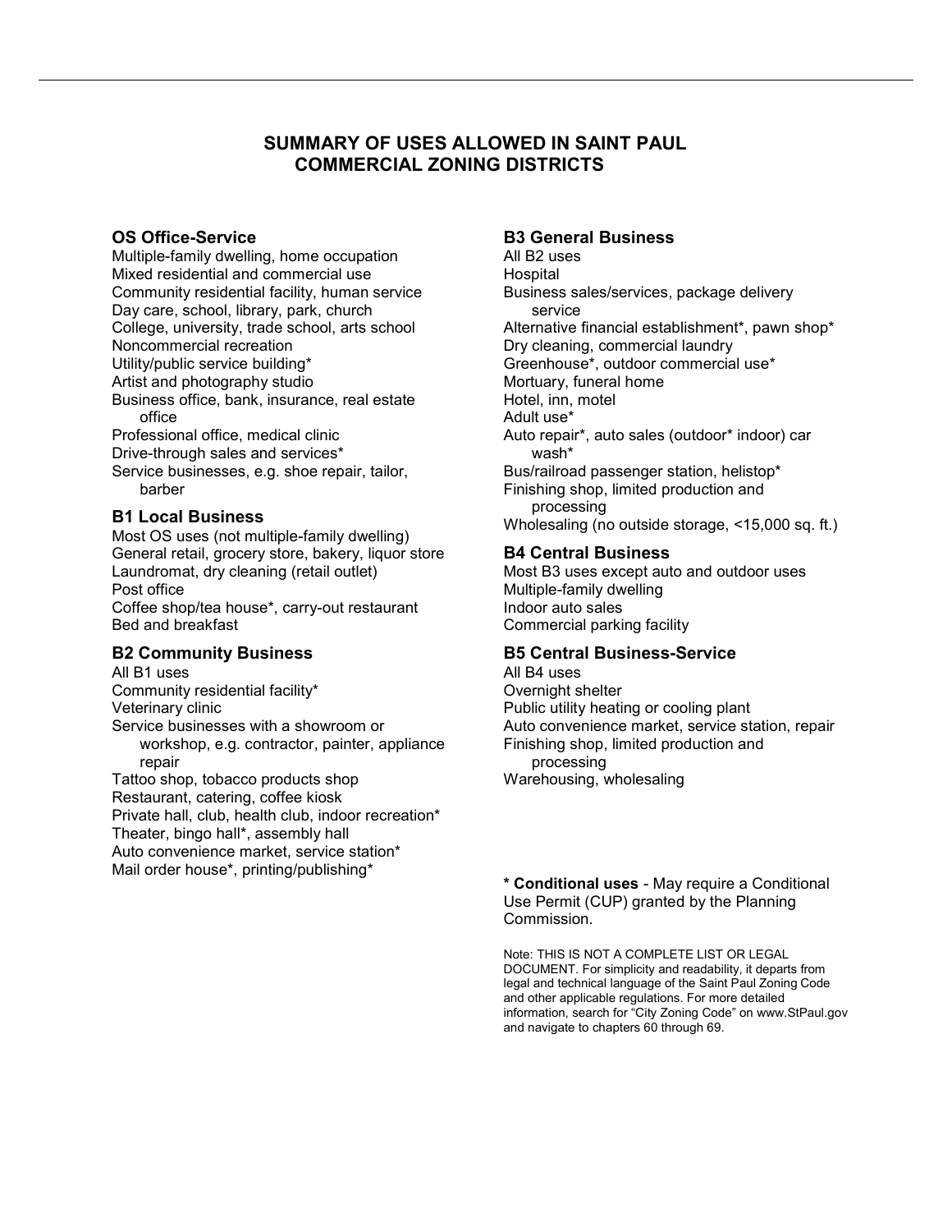# SUMMARY OF USES ALLOWED IN SAINT PAUL COMMERCIAL ZONING DISTRICTS

### OS Office-Service

Multiple-family dwelling, home occupation
Mixed residential and commercial use
Community residential facility, human service
Day care, school, library, park, church
College, university, trade school, arts school
Noncommercial recreation
Utility/public service building*
Artist and photography studio
Business office, bank, insurance, real estate office
Professional office, medical clinic
Drive-through sales and services*
Service businesses, e.g. shoe repair, tailor, barber

### B1 Local Business

Most OS uses (not multiple-family dwelling)
General retail, grocery store, bakery, liquor store
Laundromat, dry cleaning (retail outlet)
Post office
Coffee shop/tea house*, carry-out restaurant
Bed and breakfast

### B2 Community Business

All B1 uses
Community residential facility*
Veterinary clinic
Service businesses with a showroom or workshop, e.g. contractor, painter, appliance repair
Tattoo shop, tobacco products shop
Restaurant, catering, coffee kiosk
Private hall, club, health club, indoor recreation*
Theater, bingo hall*, assembly hall
Auto convenience market, service station*
Mail order house*, printing/publishing*

### B3 General Business

All B2 uses
Hospital
Business sales/services, package delivery service
Alternative financial establishment*, pawn shop*
Dry cleaning, commercial laundry
Greenhouse*, outdoor commercial use*
Mortuary, funeral home
Hotel, inn, motel
Adult use*
Auto repair*, auto sales (outdoor* indoor) car wash*
Bus/railroad passenger station, helistop*
Finishing shop, limited production and processing
Wholesaling (no outside storage, <15,000 sq. ft.)

### B4 Central Business

Most B3 uses except auto and outdoor uses
Multiple-family dwelling
Indoor auto sales
Commercial parking facility

### B5 Central Business-Service

All B4 uses
Overnight shelter
Public utility heating or cooling plant
Auto convenience market, service station, repair
Finishing shop, limited production and processing
Warehousing, wholesaling

**\* Conditional uses** - May require a Conditional Use Permit (CUP) granted by the Planning Commission.

Note: THIS IS NOT A COMPLETE LIST OR LEGAL DOCUMENT. For simplicity and readability, it departs from legal and technical language of the Saint Paul Zoning Code and other applicable regulations. For more detailed information, search for "City Zoning Code" on www.StPaul.gov and navigate to chapters 60 through 69.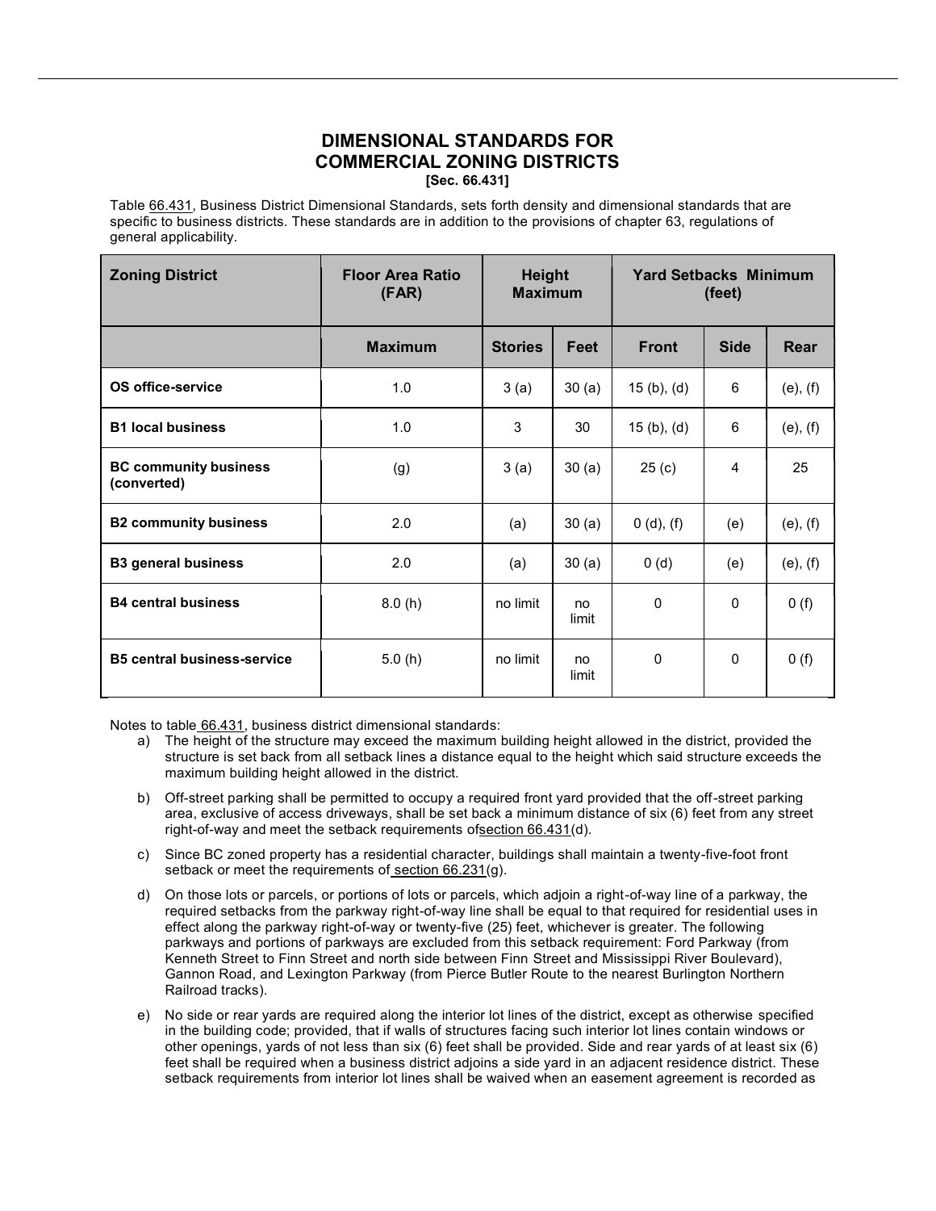# DIMENSIONAL STANDARDS FOR COMMERCIAL ZONING DISTRICTS

**[Sec. 66.431]**

Table 66.431, Business District Dimensional Standards, sets forth density and dimensional standards that are specific to business districts. These standards are in addition to the provisions of chapter 63, regulations of general applicability.

| Zoning District | Floor Area Ratio (FAR) | Height Maximum | | Yard Setbacks Minimum (feet) | | |
|---|---|---|---|---|---|---|
| | Maximum | Stories | Feet | Front | Side | Rear |
| OS office-service | 1.0 | 3 (a) | 30 (a) | 15 (b), (d) | 6 | (e), (f) |
| B1 local business | 1.0 | 3 | 30 | 15 (b), (d) | 6 | (e), (f) |
| BC community business (converted) | (g) | 3 (a) | 30 (a) | 25 (c) | 4 | 25 |
| B2 community business | 2.0 | (a) | 30 (a) | 0 (d), (f) | (e) | (e), (f) |
| B3 general business | 2.0 | (a) | 30 (a) | 0 (d) | (e) | (e), (f) |
| B4 central business | 8.0 (h) | no limit | no limit | 0 | 0 | 0 (f) |
| B5 central business-service | 5.0 (h) | no limit | no limit | 0 | 0 | 0 (f) |

Notes to table 66.431, business district dimensional standards:

a) The height of the structure may exceed the maximum building height allowed in the district, provided the structure is set back from all setback lines a distance equal to the height which said structure exceeds the maximum building height allowed in the district.

b) Off-street parking shall be permitted to occupy a required front yard provided that the off-street parking area, exclusive of access driveways, shall be set back a minimum distance of six (6) feet from any street right-of-way and meet the setback requirements of section 66.431(d).

c) Since BC zoned property has a residential character, buildings shall maintain a twenty-five-foot front setback or meet the requirements of section 66.231(g).

d) On those lots or parcels, or portions of lots or parcels, which adjoin a right-of-way line of a parkway, the required setbacks from the parkway right-of-way line shall be equal to that required for residential uses in effect along the parkway right-of-way or twenty-five (25) feet, whichever is greater. The following parkways and portions of parkways are excluded from this setback requirement: Ford Parkway (from Kenneth Street to Finn Street and north side between Finn Street and Mississippi River Boulevard), Gannon Road, and Lexington Parkway (from Pierce Butler Route to the nearest Burlington Northern Railroad tracks).

e) No side or rear yards are required along the interior lot lines of the district, except as otherwise specified in the building code; provided, that if walls of structures facing such interior lot lines contain windows or other openings, yards of not less than six (6) feet shall be provided. Side and rear yards of at least six (6) feet shall be required when a business district adjoins a side yard in an adjacent residence district. These setback requirements from interior lot lines shall be waived when an easement agreement is recorded as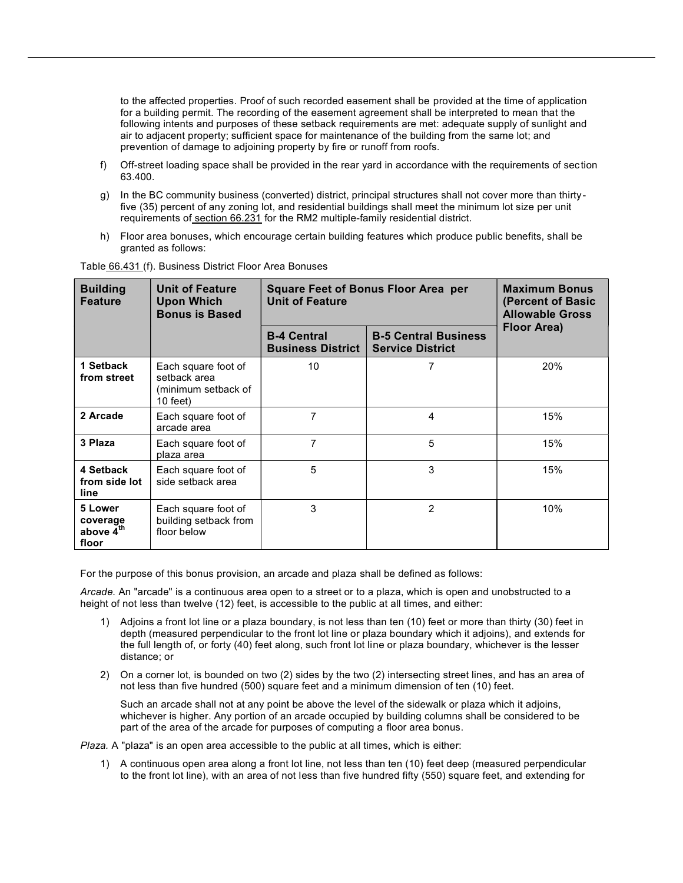to the affected properties. Proof of such recorded easement shall be provided at the time of application for a building permit. The recording of the easement agreement shall be interpreted to mean that the following intents and purposes of these setback requirements are met: adequate supply of sunlight and air to adjacent property; sufficient space for maintenance of the building from the same lot; and prevention of damage to adjoining property by fire or runoff from roofs.

f) Off-street loading space shall be provided in the rear yard in accordance with the requirements of section 63.400.

g) In the BC community business (converted) district, principal structures shall not cover more than thirty-five (35) percent of any zoning lot, and residential buildings shall meet the minimum lot size per unit requirements of section 66.231 for the RM2 multiple-family residential district.

h) Floor area bonuses, which encourage certain building features which produce public benefits, shall be granted as follows:

Table 66.431 (f). Business District Floor Area Bonuses

| **Building Feature** | **Unit of Feature Upon Which Bonus is Based** | **Square Feet of Bonus Floor Area per Unit of Feature** | | **Maximum Bonus (Percent of Basic Allowable Gross Floor Area)** |
|---|---|---|---|---|
| | | **B-4 Central Business District** | **B-5 Central Business Service District** | |
| **1 Setback from street** | Each square foot of setback area (minimum setback of 10 feet) | 10 | 7 | 20% |
| **2 Arcade** | Each square foot of arcade area | 7 | 4 | 15% |
| **3 Plaza** | Each square foot of plaza area | 7 | 5 | 15% |
| **4 Setback from side lot line** | Each square foot of side setback area | 5 | 3 | 15% |
| **5 Lower coverage above 4th floor** | Each square foot of building setback from floor below | 3 | 2 | 10% |

For the purpose of this bonus provision, an arcade and plaza shall be defined as follows:

*Arcade.* An "arcade" is a continuous area open to a street or to a plaza, which is open and unobstructed to a height of not less than twelve (12) feet, is accessible to the public at all times, and either:

1) Adjoins a front lot line or a plaza boundary, is not less than ten (10) feet or more than thirty (30) feet in depth (measured perpendicular to the front lot line or plaza boundary which it adjoins), and extends for the full length of, or forty (40) feet along, such front lot line or plaza boundary, whichever is the lesser distance; or

2) On a corner lot, is bounded on two (2) sides by the two (2) intersecting street lines, and has an area of not less than five hundred (500) square feet and a minimum dimension of ten (10) feet.

   Such an arcade shall not at any point be above the level of the sidewalk or plaza which it adjoins, whichever is higher. Any portion of an arcade occupied by building columns shall be considered to be part of the area of the arcade for purposes of computing a floor area bonus.

*Plaza.* A "plaza" is an open area accessible to the public at all times, which is either:

1) A continuous open area along a front lot line, not less than ten (10) feet deep (measured perpendicular to the front lot line), with an area of not less than five hundred fifty (550) square feet, and extending for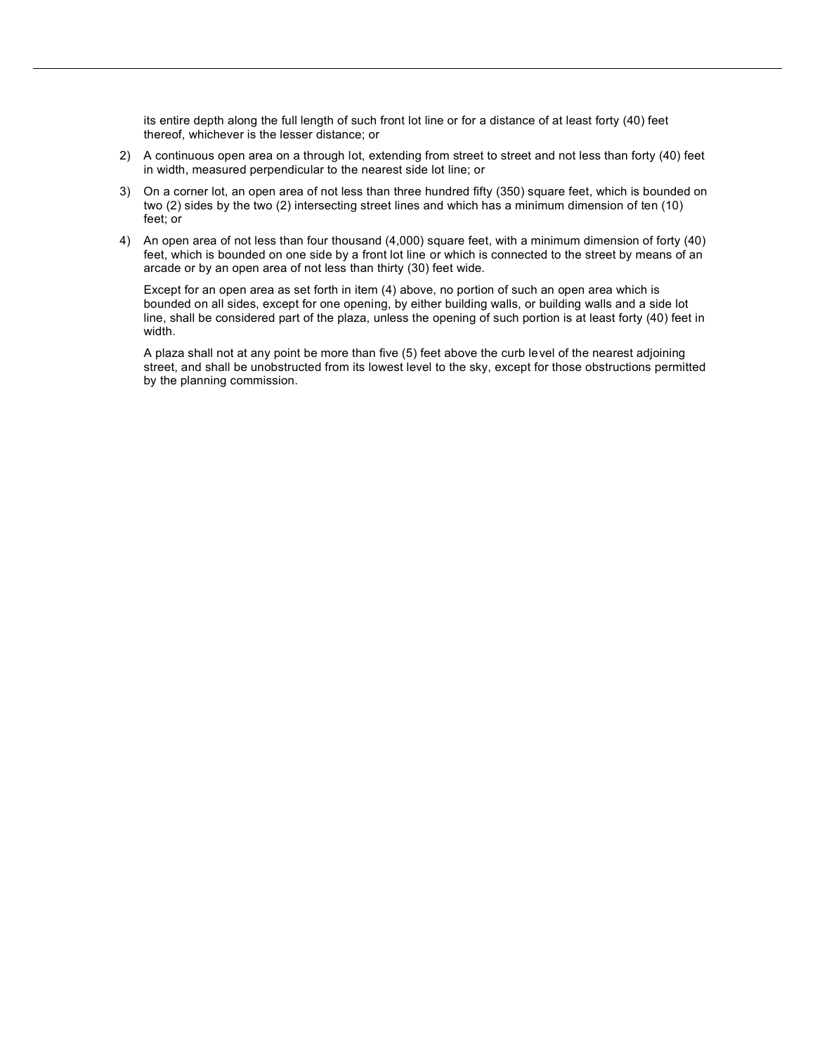its entire depth along the full length of such front lot line or for a distance of at least forty (40) feet thereof, whichever is the lesser distance; or

2) A continuous open area on a through lot, extending from street to street and not less than forty (40) feet in width, measured perpendicular to the nearest side lot line; or

3) On a corner lot, an open area of not less than three hundred fifty (350) square feet, which is bounded on two (2) sides by the two (2) intersecting street lines and which has a minimum dimension of ten (10) feet; or

4) An open area of not less than four thousand (4,000) square feet, with a minimum dimension of forty (40) feet, which is bounded on one side by a front lot line or which is connected to the street by means of an arcade or by an open area of not less than thirty (30) feet wide.

Except for an open area as set forth in item (4) above, no portion of such an open area which is bounded on all sides, except for one opening, by either building walls, or building walls and a side lot line, shall be considered part of the plaza, unless the opening of such portion is at least forty (40) feet in width.

A plaza shall not at any point be more than five (5) feet above the curb level of the nearest adjoining street, and shall be unobstructed from its lowest level to the sky, except for those obstructions permitted by the planning commission.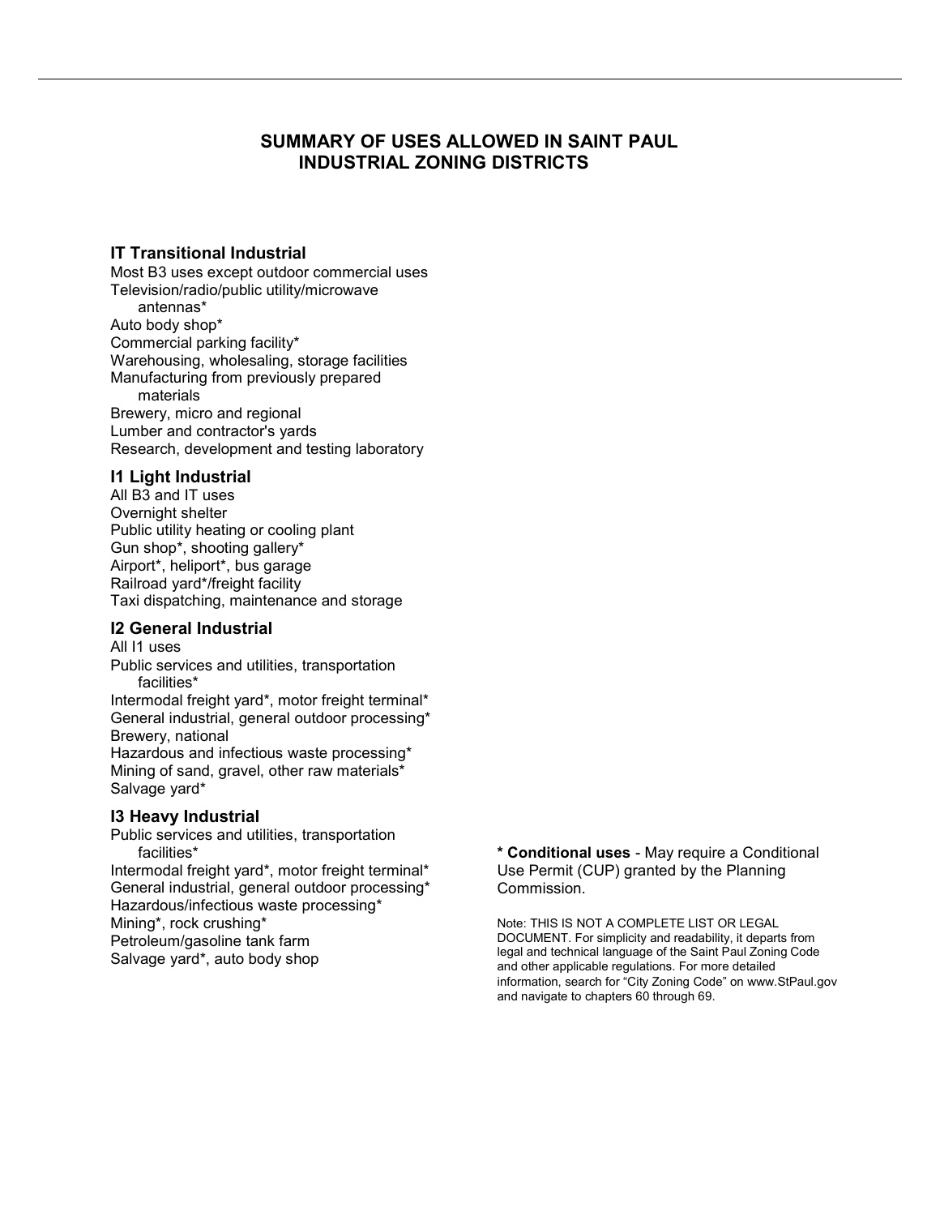# SUMMARY OF USES ALLOWED IN SAINT PAUL INDUSTRIAL ZONING DISTRICTS

### IT Transitional Industrial

Most B3 uses except outdoor commercial uses
Television/radio/public utility/microwave antennas*
Auto body shop*
Commercial parking facility*
Warehousing, wholesaling, storage facilities
Manufacturing from previously prepared materials
Brewery, micro and regional
Lumber and contractor's yards
Research, development and testing laboratory

### I1 Light Industrial

All B3 and IT uses
Overnight shelter
Public utility heating or cooling plant
Gun shop*, shooting gallery*
Airport*, heliport*, bus garage
Railroad yard*/freight facility
Taxi dispatching, maintenance and storage

### I2 General Industrial

All I1 uses
Public services and utilities, transportation facilities*
Intermodal freight yard*, motor freight terminal*
General industrial, general outdoor processing*
Brewery, national
Hazardous and infectious waste processing*
Mining of sand, gravel, other raw materials*
Salvage yard*

### I3 Heavy Industrial

Public services and utilities, transportation facilities*
Intermodal freight yard*, motor freight terminal*
General industrial, general outdoor processing*
Hazardous/infectious waste processing*
Mining*, rock crushing*
Petroleum/gasoline tank farm
Salvage yard*, auto body shop

**\* Conditional uses** - May require a Conditional Use Permit (CUP) granted by the Planning Commission.

Note: THIS IS NOT A COMPLETE LIST OR LEGAL DOCUMENT. For simplicity and readability, it departs from legal and technical language of the Saint Paul Zoning Code and other applicable regulations. For more detailed information, search for "City Zoning Code" on www.StPaul.gov and navigate to chapters 60 through 69.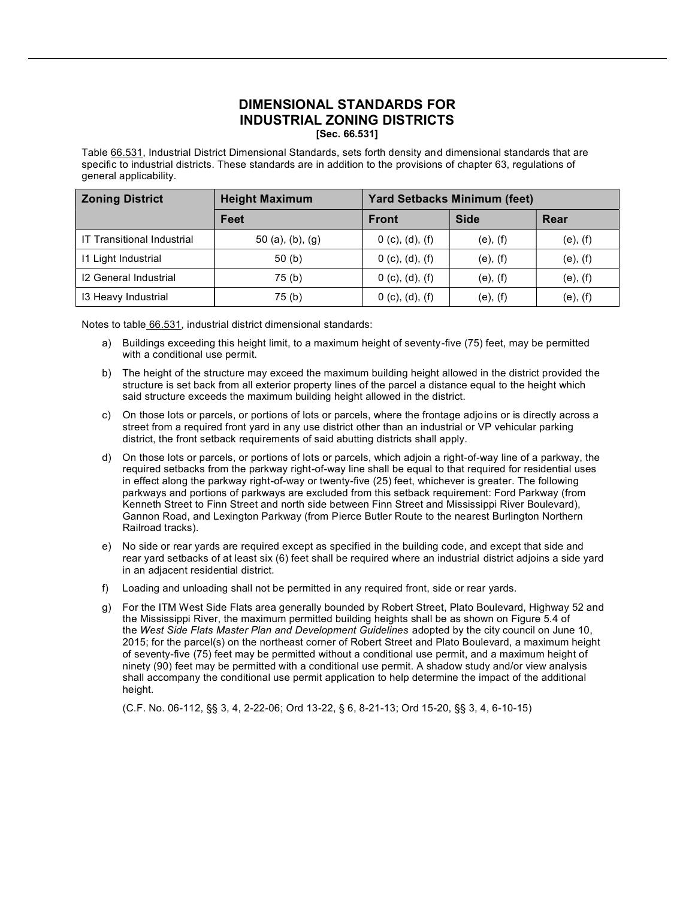# DIMENSIONAL STANDARDS FOR INDUSTRIAL ZONING DISTRICTS

**[Sec. 66.531]**

Table 66.531, Industrial District Dimensional Standards, sets forth density and dimensional standards that are specific to industrial districts. These standards are in addition to the provisions of chapter 63, regulations of general applicability.

| Zoning District | Height Maximum | Yard Setbacks Minimum (feet) | | |
|---|---|---|---|---|
| | Feet | Front | Side | Rear |
| IT Transitional Industrial | 50 (a), (b), (g) | 0 (c), (d), (f) | (e), (f) | (e), (f) |
| I1 Light Industrial | 50 (b) | 0 (c), (d), (f) | (e), (f) | (e), (f) |
| I2 General Industrial | 75 (b) | 0 (c), (d), (f) | (e), (f) | (e), (f) |
| I3 Heavy Industrial | 75 (b) | 0 (c), (d), (f) | (e), (f) | (e), (f) |

Notes to table 66.531, industrial district dimensional standards:

a) Buildings exceeding this height limit, to a maximum height of seventy-five (75) feet, may be permitted with a conditional use permit.

b) The height of the structure may exceed the maximum building height allowed in the district provided the structure is set back from all exterior property lines of the parcel a distance equal to the height which said structure exceeds the maximum building height allowed in the district.

c) On those lots or parcels, or portions of lots or parcels, where the frontage adjoins or is directly across a street from a required front yard in any use district other than an industrial or VP vehicular parking district, the front setback requirements of said abutting districts shall apply.

d) On those lots or parcels, or portions of lots or parcels, which adjoin a right-of-way line of a parkway, the required setbacks from the parkway right-of-way line shall be equal to that required for residential uses in effect along the parkway right-of-way or twenty-five (25) feet, whichever is greater. The following parkways and portions of parkways are excluded from this setback requirement: Ford Parkway (from Kenneth Street to Finn Street and north side between Finn Street and Mississippi River Boulevard), Gannon Road, and Lexington Parkway (from Pierce Butler Route to the nearest Burlington Northern Railroad tracks).

e) No side or rear yards are required except as specified in the building code, and except that side and rear yard setbacks of at least six (6) feet shall be required where an industrial district adjoins a side yard in an adjacent residential district.

f) Loading and unloading shall not be permitted in any required front, side or rear yards.

g) For the ITM West Side Flats area generally bounded by Robert Street, Plato Boulevard, Highway 52 and the Mississippi River, the maximum permitted building heights shall be as shown on Figure 5.4 of the *West Side Flats Master Plan and Development Guidelines* adopted by the city council on June 10, 2015; for the parcel(s) on the northeast corner of Robert Street and Plato Boulevard, a maximum height of seventy-five (75) feet may be permitted without a conditional use permit, and a maximum height of ninety (90) feet may be permitted with a conditional use permit. A shadow study and/or view analysis shall accompany the conditional use permit application to help determine the impact of the additional height.

(C.F. No. 06-112, §§ 3, 4, 2-22-06; Ord 13-22, § 6, 8-21-13; Ord 15-20, §§ 3, 4, 6-10-15)